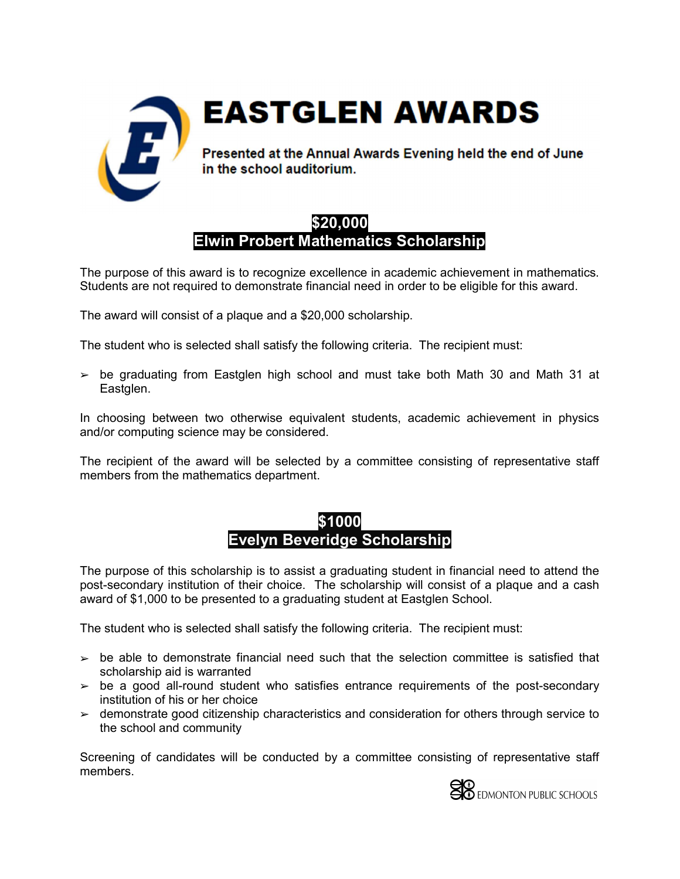# EASTGLEN AWARDS

**Presented at the Annual Awards Evening held the end of June in the school auditorium.**

## $20,000
## Elwin Probert Mathematics Scholarship

The purpose of this award is to recognize excellence in academic achievement in mathematics. Students are not required to demonstrate financial need in order to be eligible for this award.

The award will consist of a plaque and a $20,000 scholarship.

The student who is selected shall satisfy the following criteria. The recipient must:

- be graduating from Eastglen high school and must take both Math 30 and Math 31 at Eastglen.

In choosing between two otherwise equivalent students, academic achievement in physics and/or computing science may be considered.

The recipient of the award will be selected by a committee consisting of representative staff members from the mathematics department.

## $1000
## Evelyn Beveridge Scholarship

The purpose of this scholarship is to assist a graduating student in financial need to attend the post-secondary institution of their choice. The scholarship will consist of a plaque and a cash award of $1,000 to be presented to a graduating student at Eastglen School.

The student who is selected shall satisfy the following criteria. The recipient must:

- be able to demonstrate financial need such that the selection committee is satisfied that scholarship aid is warranted
- be a good all-round student who satisfies entrance requirements of the post-secondary institution of his or her choice
- demonstrate good citizenship characteristics and consideration for others through service to the school and community

Screening of candidates will be conducted by a committee consisting of representative staff members.

EDMONTON PUBLIC SCHOOLS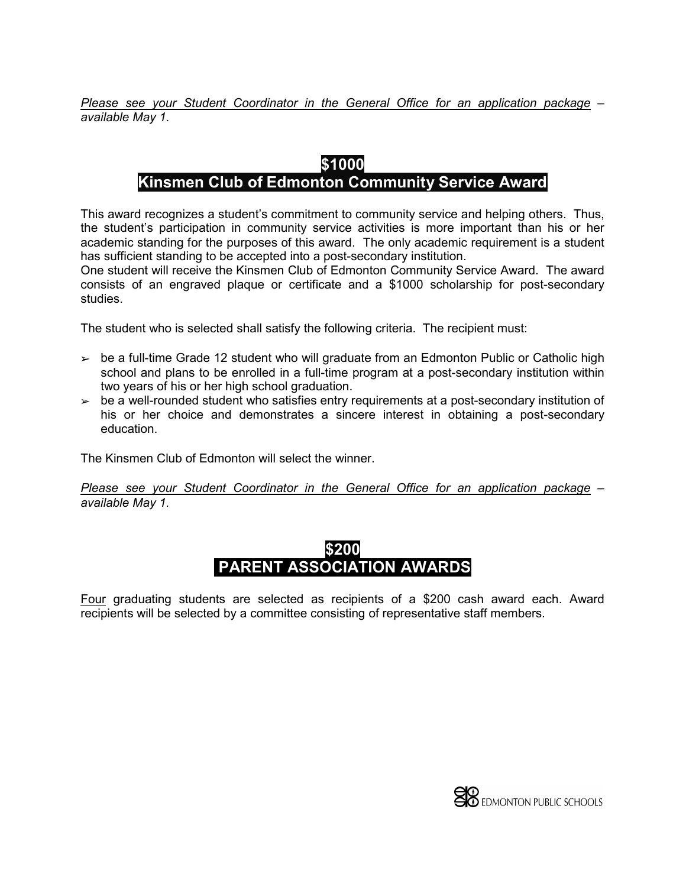*Please see your Student Coordinator in the General Office for an application package – available May 1.*

## $1000
## Kinsmen Club of Edmonton Community Service Award

This award recognizes a student's commitment to community service and helping others. Thus, the student's participation in community service activities is more important than his or her academic standing for the purposes of this award. The only academic requirement is a student has sufficient standing to be accepted into a post-secondary institution.
One student will receive the Kinsmen Club of Edmonton Community Service Award. The award consists of an engraved plaque or certificate and a $1000 scholarship for post-secondary studies.

The student who is selected shall satisfy the following criteria. The recipient must:

- be a full-time Grade 12 student who will graduate from an Edmonton Public or Catholic high school and plans to be enrolled in a full-time program at a post-secondary institution within two years of his or her high school graduation.
- be a well-rounded student who satisfies entry requirements at a post-secondary institution of his or her choice and demonstrates a sincere interest in obtaining a post-secondary education.

The Kinsmen Club of Edmonton will select the winner.

*Please see your Student Coordinator in the General Office for an application package – available May 1.*

## $200
## PARENT ASSOCIATION AWARDS

Four graduating students are selected as recipients of a $200 cash award each. Award recipients will be selected by a committee consisting of representative staff members.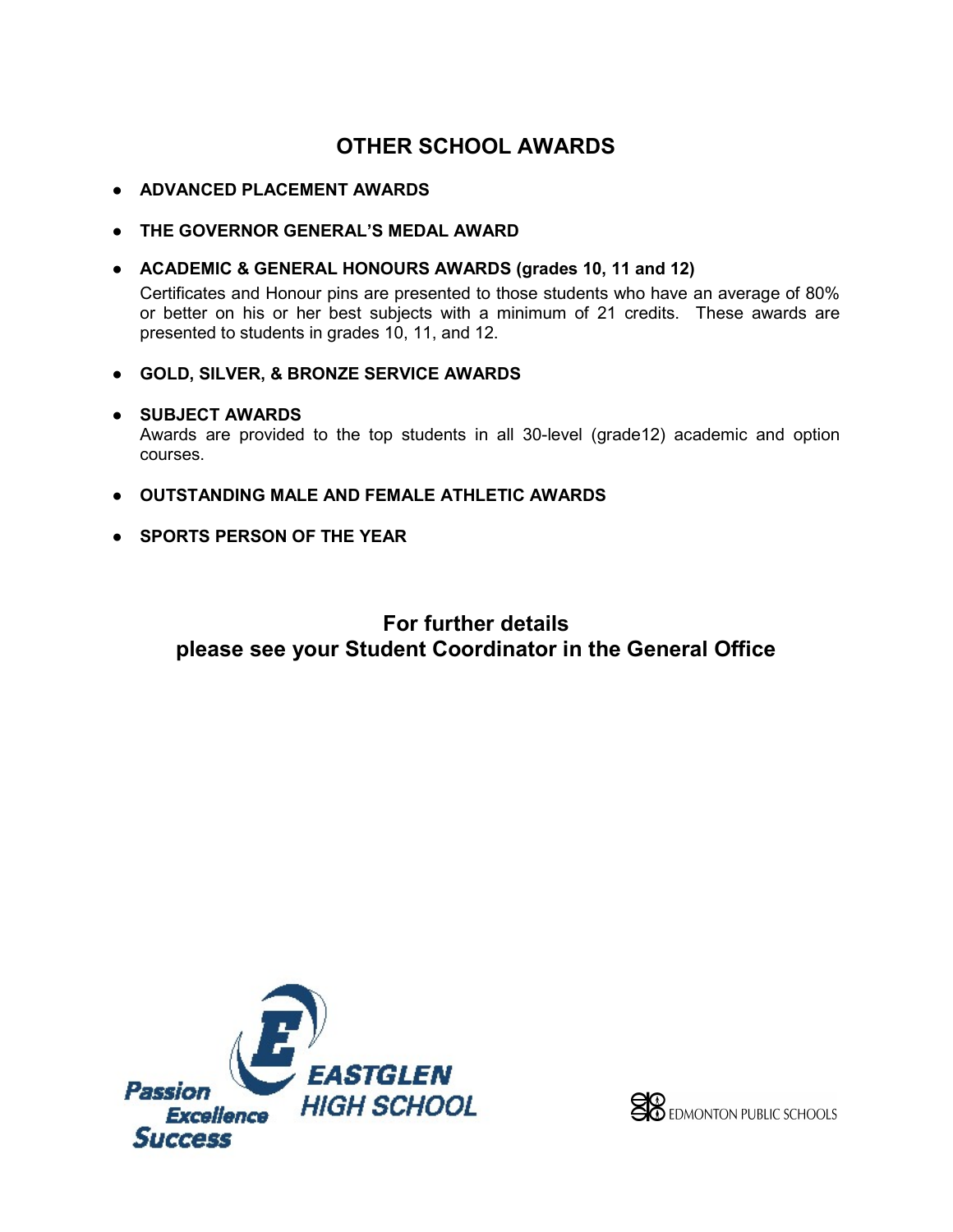## OTHER SCHOOL AWARDS

- **ADVANCED PLACEMENT AWARDS**

- **THE GOVERNOR GENERAL'S MEDAL AWARD**

- **ACADEMIC & GENERAL HONOURS AWARDS (grades 10, 11 and 12)**

  Certificates and Honour pins are presented to those students who have an average of 80% or better on his or her best subjects with a minimum of 21 credits. These awards are presented to students in grades 10, 11, and 12.

- **GOLD, SILVER, & BRONZE SERVICE AWARDS**

- **SUBJECT AWARDS**

  Awards are provided to the top students in all 30-level (grade12) academic and option courses.

- **OUTSTANDING MALE AND FEMALE ATHLETIC AWARDS**

- **SPORTS PERSON OF THE YEAR**

**For further details**
**please see your Student Coordinator in the General Office**

Passion Excellence Success

EASTGLEN HIGH SCHOOL

EDMONTON PUBLIC SCHOOLS